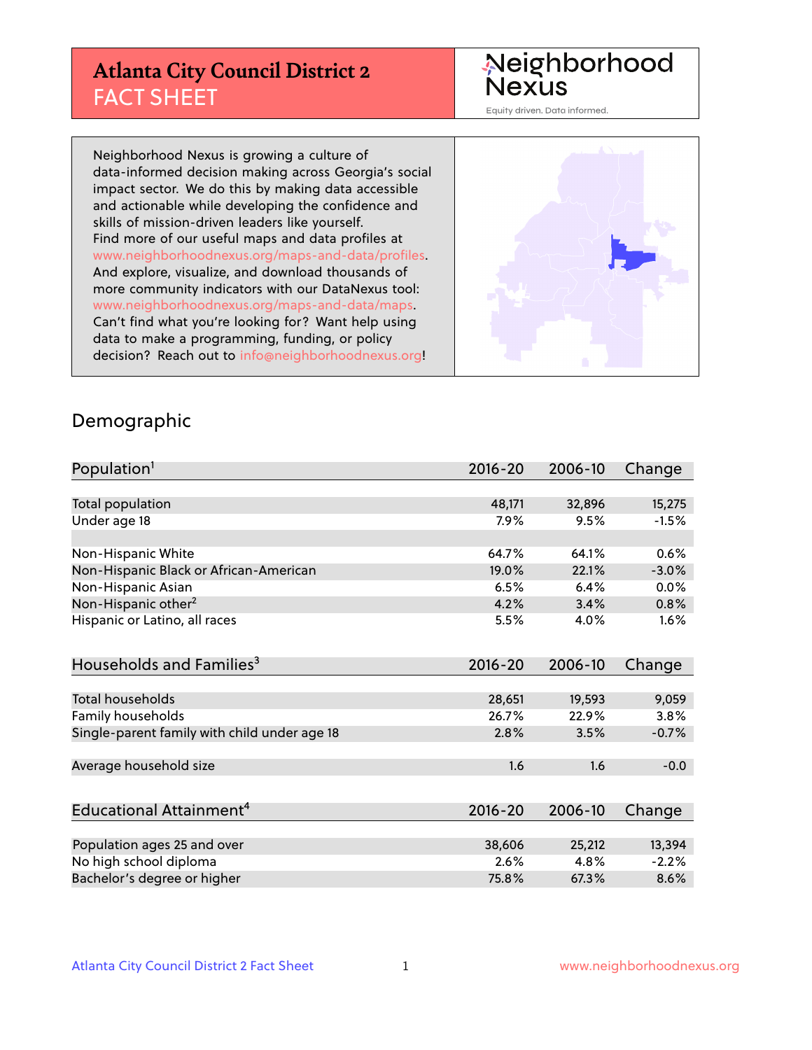# Atlanta City Council District 2

## FACT SHEET

Neighborhood Nexus

Equity driven. Data informed.

Neighborhood Nexus is growing a culture of data-informed decision making across Georgia's social impact sector. We do this by making data accessible and actionable while developing the confidence and skills of mission-driven leaders like yourself. Find more of our useful maps and data profiles at www.neighborhoodnexus.org/maps-and-data/profiles. And explore, visualize, and download thousands of more community indicators with our DataNexus tool: www.neighborhoodnexus.org/maps-and-data/maps. Can't find what you're looking for? Want help using data to make a programming, funding, or policy decision? Reach out to info@neighborhoodnexus.org!

## Demographic

| Population[1] | 2016-20 | 2006-10 | Change |
|---|---|---|---|
| Total population | 48,171 | 32,896 | 15,275 |
| Under age 18 | 7.9% | 9.5% | -1.5% |
| | | | |
| Non-Hispanic White | 64.7% | 64.1% | 0.6% |
| Non-Hispanic Black or African-American | 19.0% | 22.1% | -3.0% |
| Non-Hispanic Asian | 6.5% | 6.4% | 0.0% |
| Non-Hispanic other[2] | 4.2% | 3.4% | 0.8% |
| Hispanic or Latino, all races | 5.5% | 4.0% | 1.6% |

| Households and Families[3] | 2016-20 | 2006-10 | Change |
|---|---|---|---|
| Total households | 28,651 | 19,593 | 9,059 |
| Family households | 26.7% | 22.9% | 3.8% |
| Single-parent family with child under age 18 | 2.8% | 3.5% | -0.7% |
| | | | |
| Average household size | 1.6 | 1.6 | -0.0 |

| Educational Attainment[4] | 2016-20 | 2006-10 | Change |
|---|---|---|---|
| Population ages 25 and over | 38,606 | 25,212 | 13,394 |
| No high school diploma | 2.6% | 4.8% | -2.2% |
| Bachelor's degree or higher | 75.8% | 67.3% | 8.6% |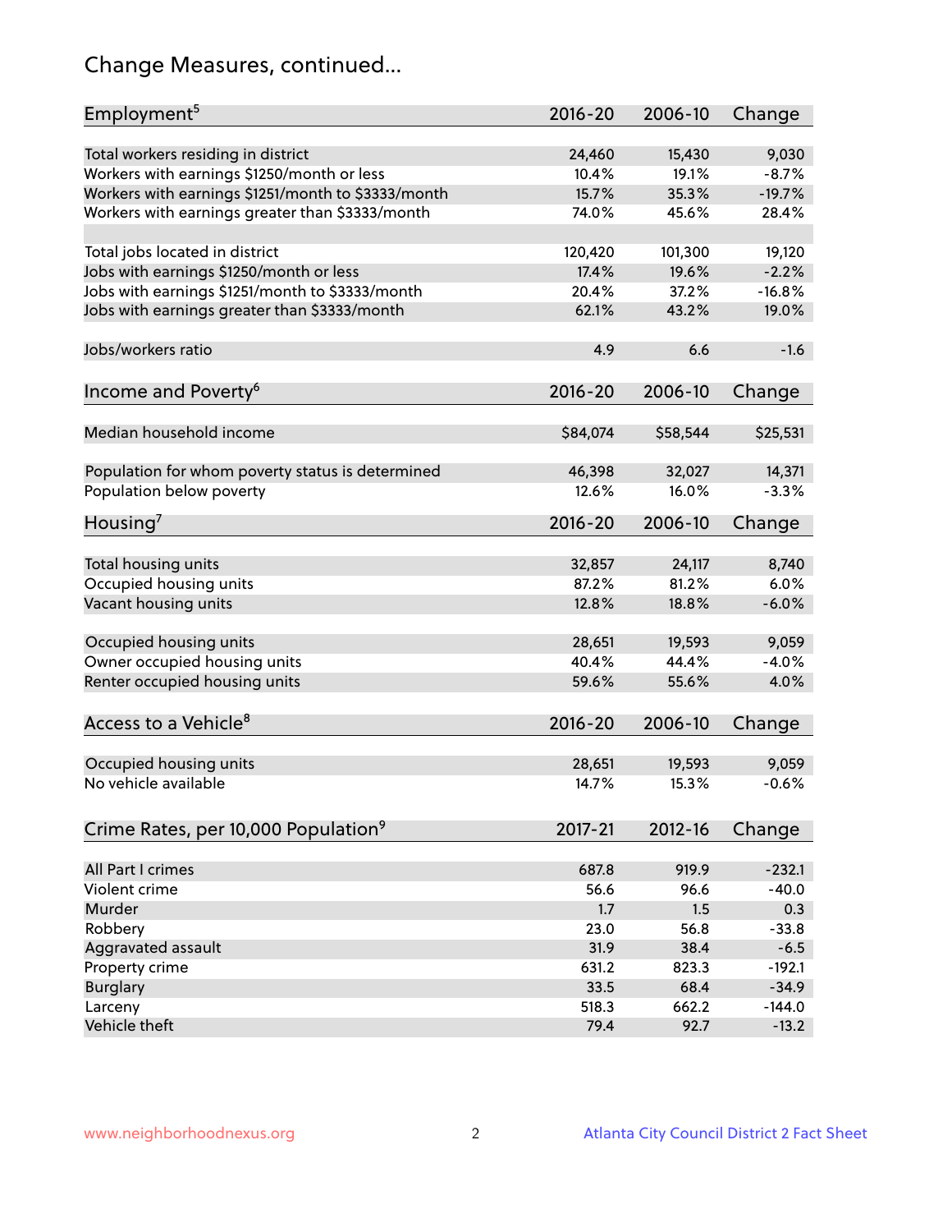# Change Measures, continued...

| Employment[5] | 2016-20 | 2006-10 | Change |
|---|---|---|---|
| Total workers residing in district | 24,460 | 15,430 | 9,030 |
| Workers with earnings $1250/month or less | 10.4% | 19.1% | -8.7% |
| Workers with earnings $1251/month to $3333/month | 15.7% | 35.3% | -19.7% |
| Workers with earnings greater than $3333/month | 74.0% | 45.6% | 28.4% |
| | | | |
| Total jobs located in district | 120,420 | 101,300 | 19,120 |
| Jobs with earnings $1250/month or less | 17.4% | 19.6% | -2.2% |
| Jobs with earnings $1251/month to $3333/month | 20.4% | 37.2% | -16.8% |
| Jobs with earnings greater than $3333/month | 62.1% | 43.2% | 19.0% |
| | | | |
| Jobs/workers ratio | 4.9 | 6.6 | -1.6 |

| Income and Poverty[6] | 2016-20 | 2006-10 | Change |
|---|---|---|---|
| Median household income | $84,074 | $58,544 | $25,531 |
| | | | |
| Population for whom poverty status is determined | 46,398 | 32,027 | 14,371 |
| Population below poverty | 12.6% | 16.0% | -3.3% |

| Housing[7] | 2016-20 | 2006-10 | Change |
|---|---|---|---|
| Total housing units | 32,857 | 24,117 | 8,740 |
| Occupied housing units | 87.2% | 81.2% | 6.0% |
| Vacant housing units | 12.8% | 18.8% | -6.0% |
| | | | |
| Occupied housing units | 28,651 | 19,593 | 9,059 |
| Owner occupied housing units | 40.4% | 44.4% | -4.0% |
| Renter occupied housing units | 59.6% | 55.6% | 4.0% |

| Access to a Vehicle[8] | 2016-20 | 2006-10 | Change |
|---|---|---|---|
| Occupied housing units | 28,651 | 19,593 | 9,059 |
| No vehicle available | 14.7% | 15.3% | -0.6% |

| Crime Rates, per 10,000 Population[9] | 2017-21 | 2012-16 | Change |
|---|---|---|---|
| All Part I crimes | 687.8 | 919.9 | -232.1 |
| Violent crime | 56.6 | 96.6 | -40.0 |
| Murder | 1.7 | 1.5 | 0.3 |
| Robbery | 23.0 | 56.8 | -33.8 |
| Aggravated assault | 31.9 | 38.4 | -6.5 |
| Property crime | 631.2 | 823.3 | -192.1 |
| Burglary | 33.5 | 68.4 | -34.9 |
| Larceny | 518.3 | 662.2 | -144.0 |
| Vehicle theft | 79.4 | 92.7 | -13.2 |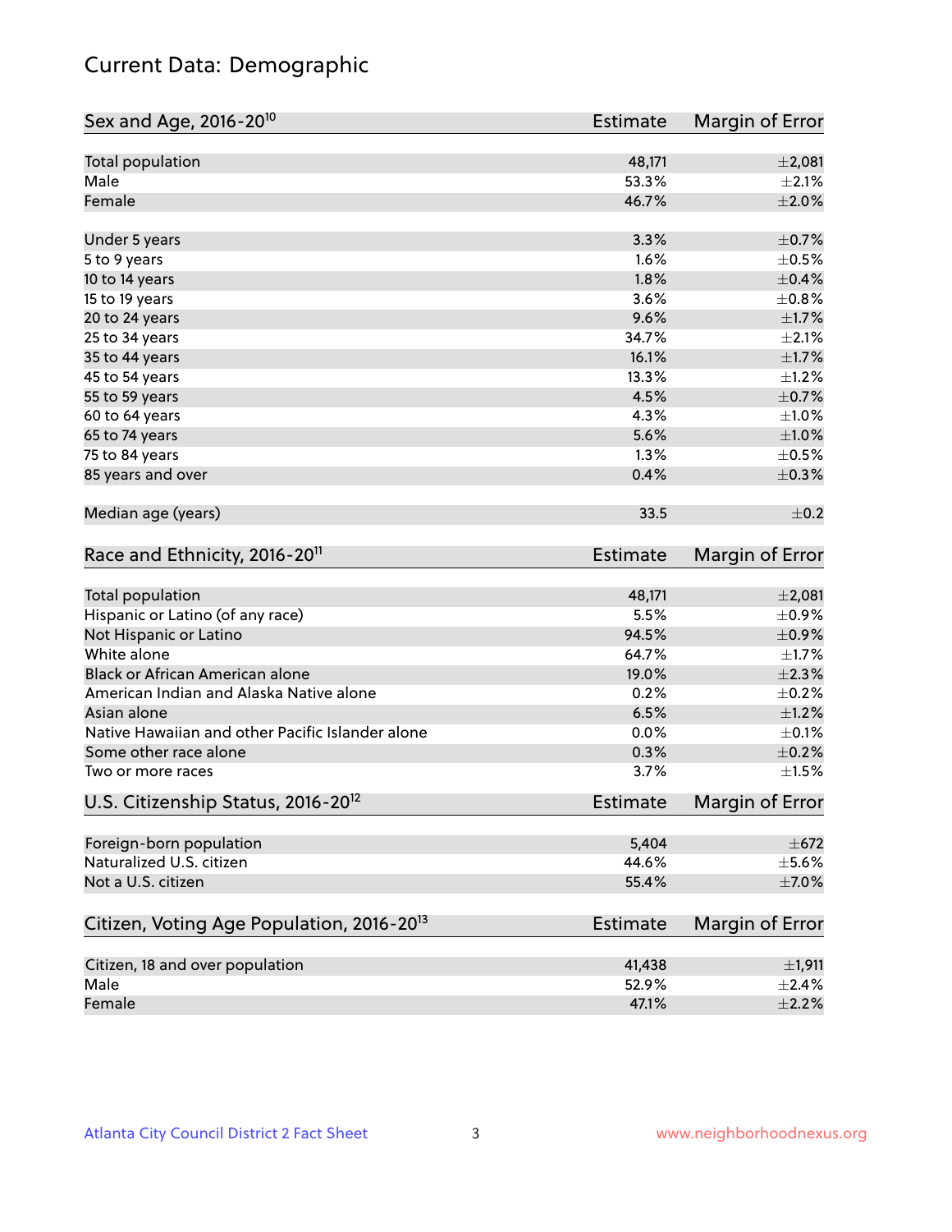# Current Data: Demographic

| Sex and Age, 2016-20[10] | Estimate | Margin of Error |
|---|---|---|
| Total population | 48,171 | ±2,081 |
| Male | 53.3% | ±2.1% |
| Female | 46.7% | ±2.0% |
| Under 5 years | 3.3% | ±0.7% |
| 5 to 9 years | 1.6% | ±0.5% |
| 10 to 14 years | 1.8% | ±0.4% |
| 15 to 19 years | 3.6% | ±0.8% |
| 20 to 24 years | 9.6% | ±1.7% |
| 25 to 34 years | 34.7% | ±2.1% |
| 35 to 44 years | 16.1% | ±1.7% |
| 45 to 54 years | 13.3% | ±1.2% |
| 55 to 59 years | 4.5% | ±0.7% |
| 60 to 64 years | 4.3% | ±1.0% |
| 65 to 74 years | 5.6% | ±1.0% |
| 75 to 84 years | 1.3% | ±0.5% |
| 85 years and over | 0.4% | ±0.3% |
| Median age (years) | 33.5 | ±0.2 |

| Race and Ethnicity, 2016-20[11] | Estimate | Margin of Error |
|---|---|---|
| Total population | 48,171 | ±2,081 |
| Hispanic or Latino (of any race) | 5.5% | ±0.9% |
| Not Hispanic or Latino | 94.5% | ±0.9% |
| White alone | 64.7% | ±1.7% |
| Black or African American alone | 19.0% | ±2.3% |
| American Indian and Alaska Native alone | 0.2% | ±0.2% |
| Asian alone | 6.5% | ±1.2% |
| Native Hawaiian and other Pacific Islander alone | 0.0% | ±0.1% |
| Some other race alone | 0.3% | ±0.2% |
| Two or more races | 3.7% | ±1.5% |

| U.S. Citizenship Status, 2016-20[12] | Estimate | Margin of Error |
|---|---|---|
| Foreign-born population | 5,404 | ±672 |
| Naturalized U.S. citizen | 44.6% | ±5.6% |
| Not a U.S. citizen | 55.4% | ±7.0% |

| Citizen, Voting Age Population, 2016-20[13] | Estimate | Margin of Error |
|---|---|---|
| Citizen, 18 and over population | 41,438 | ±1,911 |
| Male | 52.9% | ±2.4% |
| Female | 47.1% | ±2.2% |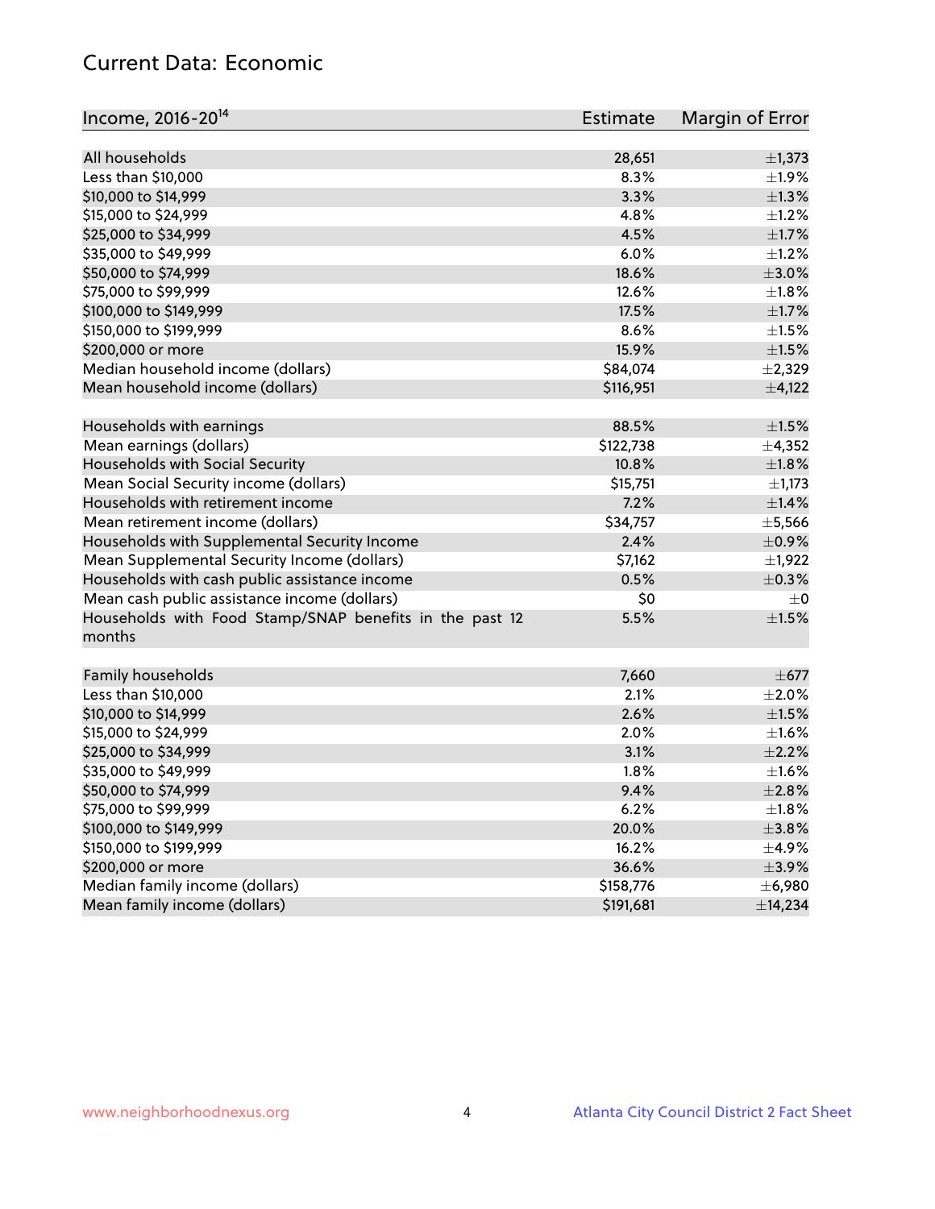# Current Data: Economic

| Income, 2016-20[14] | Estimate | Margin of Error |
|---|---|---|
| All households | 28,651 | ±1,373 |
| Less than $10,000 | 8.3% | ±1.9% |
| $10,000 to $14,999 | 3.3% | ±1.3% |
| $15,000 to $24,999 | 4.8% | ±1.2% |
| $25,000 to $34,999 | 4.5% | ±1.7% |
| $35,000 to $49,999 | 6.0% | ±1.2% |
| $50,000 to $74,999 | 18.6% | ±3.0% |
| $75,000 to $99,999 | 12.6% | ±1.8% |
| $100,000 to $149,999 | 17.5% | ±1.7% |
| $150,000 to $199,999 | 8.6% | ±1.5% |
| $200,000 or more | 15.9% | ±1.5% |
| Median household income (dollars) | $84,074 | ±2,329 |
| Mean household income (dollars) | $116,951 | ±4,122 |
| | | |
| Households with earnings | 88.5% | ±1.5% |
| Mean earnings (dollars) | $122,738 | ±4,352 |
| Households with Social Security | 10.8% | ±1.8% |
| Mean Social Security income (dollars) | $15,751 | ±1,173 |
| Households with retirement income | 7.2% | ±1.4% |
| Mean retirement income (dollars) | $34,757 | ±5,566 |
| Households with Supplemental Security Income | 2.4% | ±0.9% |
| Mean Supplemental Security Income (dollars) | $7,162 | ±1,922 |
| Households with cash public assistance income | 0.5% | ±0.3% |
| Mean cash public assistance income (dollars) | $0 | ±0 |
| Households with Food Stamp/SNAP benefits in the past 12 months | 5.5% | ±1.5% |
| | | |
| Family households | 7,660 | ±677 |
| Less than $10,000 | 2.1% | ±2.0% |
| $10,000 to $14,999 | 2.6% | ±1.5% |
| $15,000 to $24,999 | 2.0% | ±1.6% |
| $25,000 to $34,999 | 3.1% | ±2.2% |
| $35,000 to $49,999 | 1.8% | ±1.6% |
| $50,000 to $74,999 | 9.4% | ±2.8% |
| $75,000 to $99,999 | 6.2% | ±1.8% |
| $100,000 to $149,999 | 20.0% | ±3.8% |
| $150,000 to $199,999 | 16.2% | ±4.9% |
| $200,000 or more | 36.6% | ±3.9% |
| Median family income (dollars) | $158,776 | ±6,980 |
| Mean family income (dollars) | $191,681 | ±14,234 |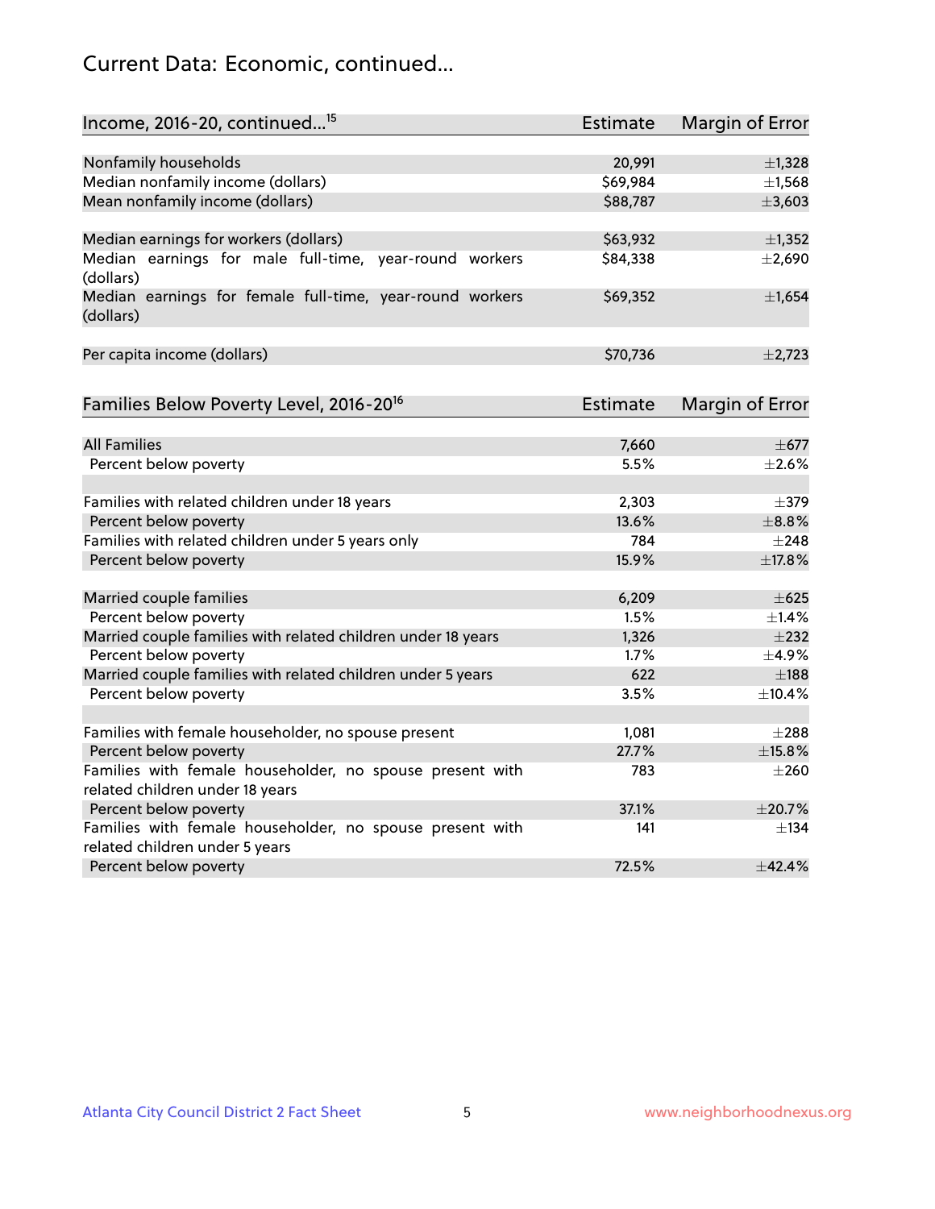## Current Data: Economic, continued...

| Income, 2016-20, continued...[15] | Estimate | Margin of Error |
|---|---|---|
| Nonfamily households | 20,991 | ±1,328 |
| Median nonfamily income (dollars) | $69,984 | ±1,568 |
| Mean nonfamily income (dollars) | $88,787 | ±3,603 |
| Median earnings for workers (dollars) | $63,932 | ±1,352 |
| Median earnings for male full-time, year-round workers (dollars) | $84,338 | ±2,690 |
| Median earnings for female full-time, year-round workers (dollars) | $69,352 | ±1,654 |
| Per capita income (dollars) | $70,736 | ±2,723 |

| Families Below Poverty Level, 2016-20[16] | Estimate | Margin of Error |
|---|---|---|
| All Families | 7,660 | ±677 |
| Percent below poverty | 5.5% | ±2.6% |
| Families with related children under 18 years | 2,303 | ±379 |
| Percent below poverty | 13.6% | ±8.8% |
| Families with related children under 5 years only | 784 | ±248 |
| Percent below poverty | 15.9% | ±17.8% |
| Married couple families | 6,209 | ±625 |
| Percent below poverty | 1.5% | ±1.4% |
| Married couple families with related children under 18 years | 1,326 | ±232 |
| Percent below poverty | 1.7% | ±4.9% |
| Married couple families with related children under 5 years | 622 | ±188 |
| Percent below poverty | 3.5% | ±10.4% |
| Families with female householder, no spouse present | 1,081 | ±288 |
| Percent below poverty | 27.7% | ±15.8% |
| Families with female householder, no spouse present with related children under 18 years | 783 | ±260 |
| Percent below poverty | 37.1% | ±20.7% |
| Families with female householder, no spouse present with related children under 5 years | 141 | ±134 |
| Percent below poverty | 72.5% | ±42.4% |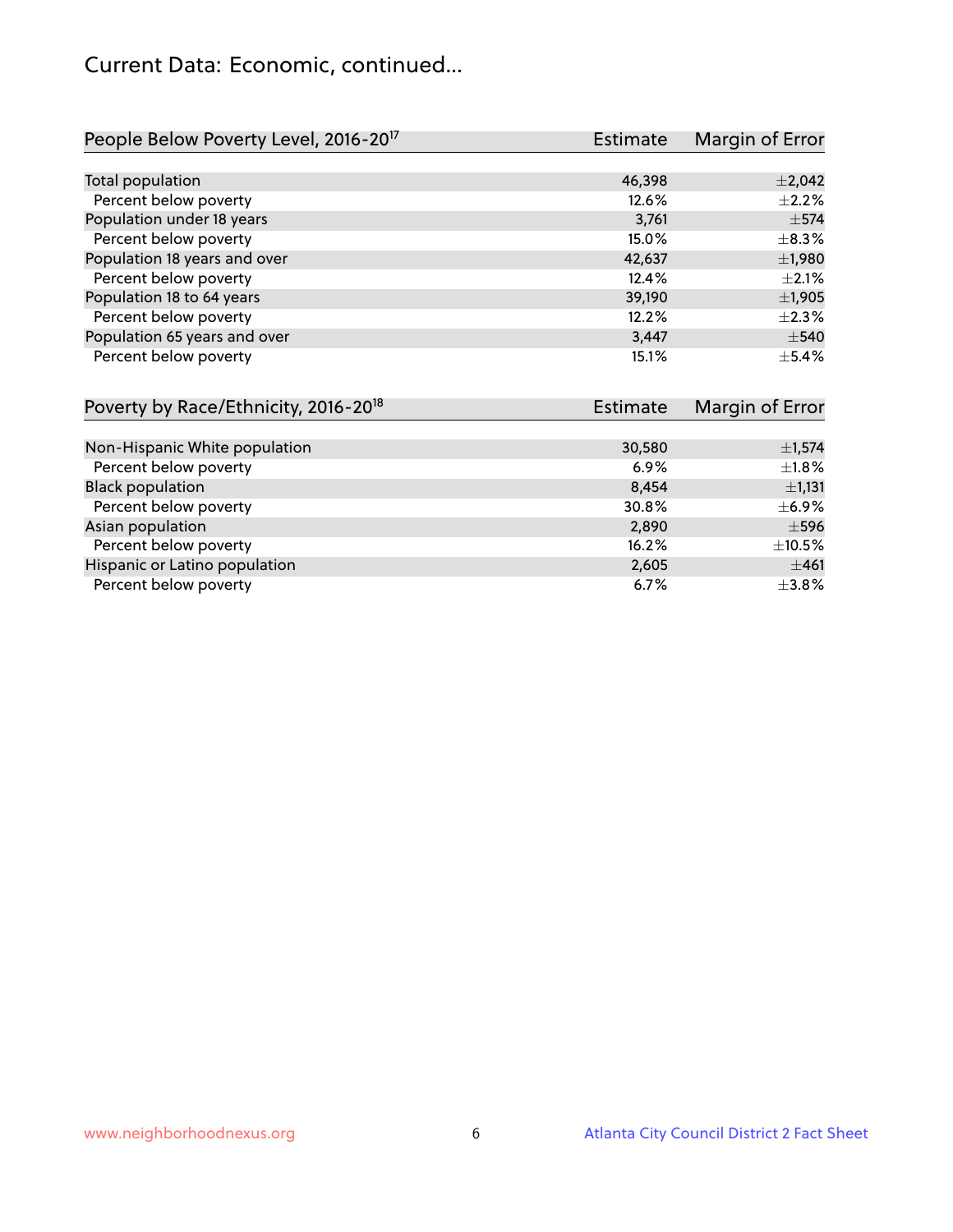# Current Data: Economic, continued...

| People Below Poverty Level, 2016-20[17] | Estimate | Margin of Error |
|---|---|---|
| Total population | 46,398 | ±2,042 |
| Percent below poverty | 12.6% | ±2.2% |
| Population under 18 years | 3,761 | ±574 |
| Percent below poverty | 15.0% | ±8.3% |
| Population 18 years and over | 42,637 | ±1,980 |
| Percent below poverty | 12.4% | ±2.1% |
| Population 18 to 64 years | 39,190 | ±1,905 |
| Percent below poverty | 12.2% | ±2.3% |
| Population 65 years and over | 3,447 | ±540 |
| Percent below poverty | 15.1% | ±5.4% |

| Poverty by Race/Ethnicity, 2016-20[18] | Estimate | Margin of Error |
|---|---|---|
| Non-Hispanic White population | 30,580 | ±1,574 |
| Percent below poverty | 6.9% | ±1.8% |
| Black population | 8,454 | ±1,131 |
| Percent below poverty | 30.8% | ±6.9% |
| Asian population | 2,890 | ±596 |
| Percent below poverty | 16.2% | ±10.5% |
| Hispanic or Latino population | 2,605 | ±461 |
| Percent below poverty | 6.7% | ±3.8% |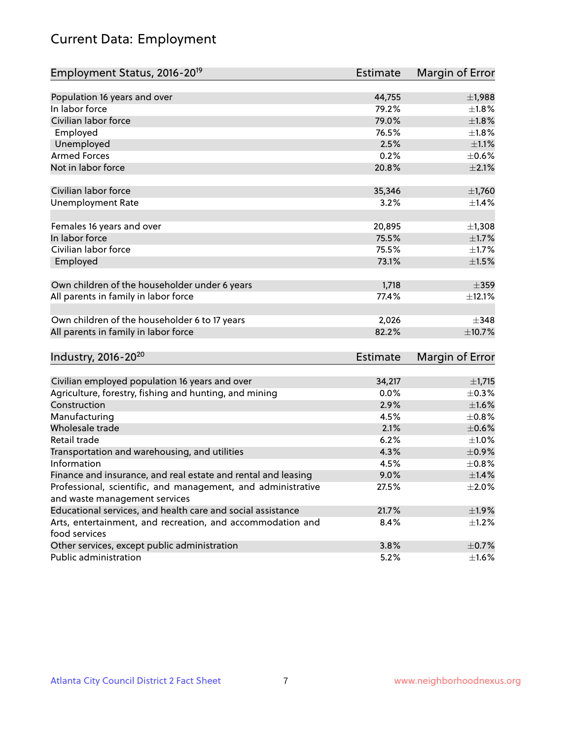# Current Data: Employment

| Employment Status, 2016-20[19] | Estimate | Margin of Error |
|---|---|---|
| Population 16 years and over | 44,755 | ±1,988 |
| In labor force | 79.2% | ±1.8% |
| Civilian labor force | 79.0% | ±1.8% |
| Employed | 76.5% | ±1.8% |
| Unemployed | 2.5% | ±1.1% |
| Armed Forces | 0.2% | ±0.6% |
| Not in labor force | 20.8% | ±2.1% |
| | | |
| Civilian labor force | 35,346 | ±1,760 |
| Unemployment Rate | 3.2% | ±1.4% |
| | | |
| Females 16 years and over | 20,895 | ±1,308 |
| In labor force | 75.5% | ±1.7% |
| Civilian labor force | 75.5% | ±1.7% |
| Employed | 73.1% | ±1.5% |
| | | |
| Own children of the householder under 6 years | 1,718 | ±359 |
| All parents in family in labor force | 77.4% | ±12.1% |
| | | |
| Own children of the householder 6 to 17 years | 2,026 | ±348 |
| All parents in family in labor force | 82.2% | ±10.7% |

| Industry, 2016-20[20] | Estimate | Margin of Error |
|---|---|---|
| Civilian employed population 16 years and over | 34,217 | ±1,715 |
| Agriculture, forestry, fishing and hunting, and mining | 0.0% | ±0.3% |
| Construction | 2.9% | ±1.6% |
| Manufacturing | 4.5% | ±0.8% |
| Wholesale trade | 2.1% | ±0.6% |
| Retail trade | 6.2% | ±1.0% |
| Transportation and warehousing, and utilities | 4.3% | ±0.9% |
| Information | 4.5% | ±0.8% |
| Finance and insurance, and real estate and rental and leasing | 9.0% | ±1.4% |
| Professional, scientific, and management, and administrative and waste management services | 27.5% | ±2.0% |
| Educational services, and health care and social assistance | 21.7% | ±1.9% |
| Arts, entertainment, and recreation, and accommodation and food services | 8.4% | ±1.2% |
| Other services, except public administration | 3.8% | ±0.7% |
| Public administration | 5.2% | ±1.6% |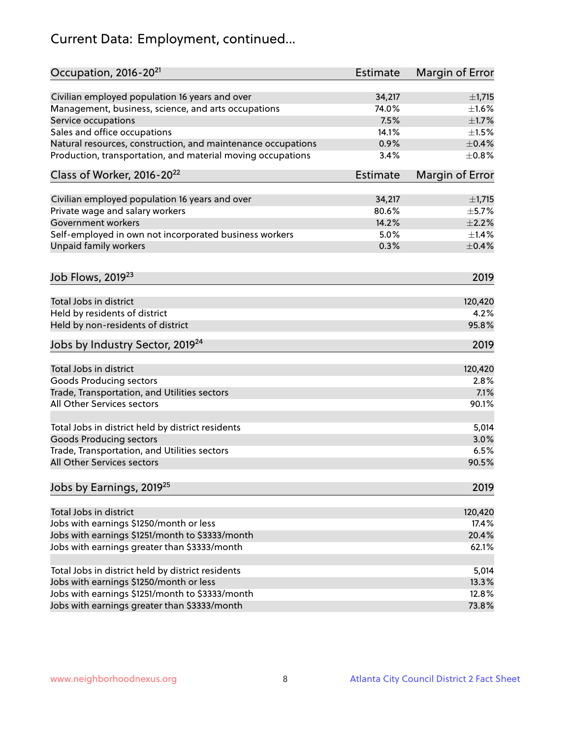# Current Data: Employment, continued...

| Occupation, 2016-20[21] | Estimate | Margin of Error |
|---|---|---|
| Civilian employed population 16 years and over | 34,217 | ±1,715 |
| Management, business, science, and arts occupations | 74.0% | ±1.6% |
| Service occupations | 7.5% | ±1.7% |
| Sales and office occupations | 14.1% | ±1.5% |
| Natural resources, construction, and maintenance occupations | 0.9% | ±0.4% |
| Production, transportation, and material moving occupations | 3.4% | ±0.8% |

| Class of Worker, 2016-20[22] | Estimate | Margin of Error |
|---|---|---|
| Civilian employed population 16 years and over | 34,217 | ±1,715 |
| Private wage and salary workers | 80.6% | ±5.7% |
| Government workers | 14.2% | ±2.2% |
| Self-employed in own not incorporated business workers | 5.0% | ±1.4% |
| Unpaid family workers | 0.3% | ±0.4% |

| Job Flows, 2019[23] | 2019 |
|---|---|
| Total Jobs in district | 120,420 |
| Held by residents of district | 4.2% |
| Held by non-residents of district | 95.8% |

| Jobs by Industry Sector, 2019[24] | 2019 |
|---|---|
| Total Jobs in district | 120,420 |
| Goods Producing sectors | 2.8% |
| Trade, Transportation, and Utilities sectors | 7.1% |
| All Other Services sectors | 90.1% |
| | |
| Total Jobs in district held by district residents | 5,014 |
| Goods Producing sectors | 3.0% |
| Trade, Transportation, and Utilities sectors | 6.5% |
| All Other Services sectors | 90.5% |

| Jobs by Earnings, 2019[25] | 2019 |
|---|---|
| Total Jobs in district | 120,420 |
| Jobs with earnings $1250/month or less | 17.4% |
| Jobs with earnings $1251/month to $3333/month | 20.4% |
| Jobs with earnings greater than $3333/month | 62.1% |
| | |
| Total Jobs in district held by district residents | 5,014 |
| Jobs with earnings $1250/month or less | 13.3% |
| Jobs with earnings $1251/month to $3333/month | 12.8% |
| Jobs with earnings greater than $3333/month | 73.8% |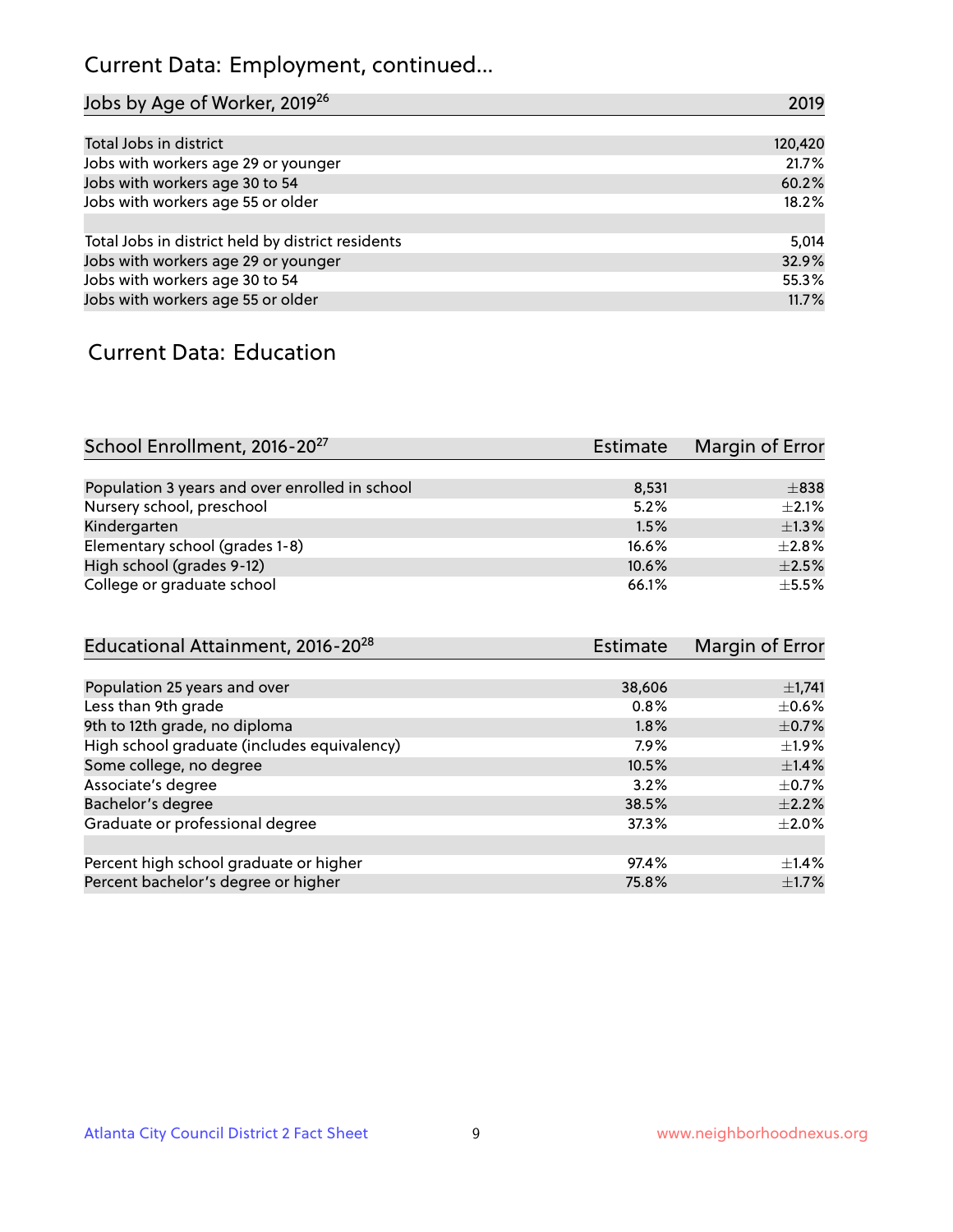# Current Data: Employment, continued...

| Jobs by Age of Worker, 2019[26] | 2019 |
|---|---|
| Total Jobs in district | 120,420 |
| Jobs with workers age 29 or younger | 21.7% |
| Jobs with workers age 30 to 54 | 60.2% |
| Jobs with workers age 55 or older | 18.2% |
| | |
| Total Jobs in district held by district residents | 5,014 |
| Jobs with workers age 29 or younger | 32.9% |
| Jobs with workers age 30 to 54 | 55.3% |
| Jobs with workers age 55 or older | 11.7% |

## Current Data: Education

| School Enrollment, 2016-20[27] | Estimate | Margin of Error |
|---|---|---|
| Population 3 years and over enrolled in school | 8,531 | ±838 |
| Nursery school, preschool | 5.2% | ±2.1% |
| Kindergarten | 1.5% | ±1.3% |
| Elementary school (grades 1-8) | 16.6% | ±2.8% |
| High school (grades 9-12) | 10.6% | ±2.5% |
| College or graduate school | 66.1% | ±5.5% |

| Educational Attainment, 2016-20[28] | Estimate | Margin of Error |
|---|---|---|
| Population 25 years and over | 38,606 | ±1,741 |
| Less than 9th grade | 0.8% | ±0.6% |
| 9th to 12th grade, no diploma | 1.8% | ±0.7% |
| High school graduate (includes equivalency) | 7.9% | ±1.9% |
| Some college, no degree | 10.5% | ±1.4% |
| Associate's degree | 3.2% | ±0.7% |
| Bachelor's degree | 38.5% | ±2.2% |
| Graduate or professional degree | 37.3% | ±2.0% |
| | | |
| Percent high school graduate or higher | 97.4% | ±1.4% |
| Percent bachelor's degree or higher | 75.8% | ±1.7% |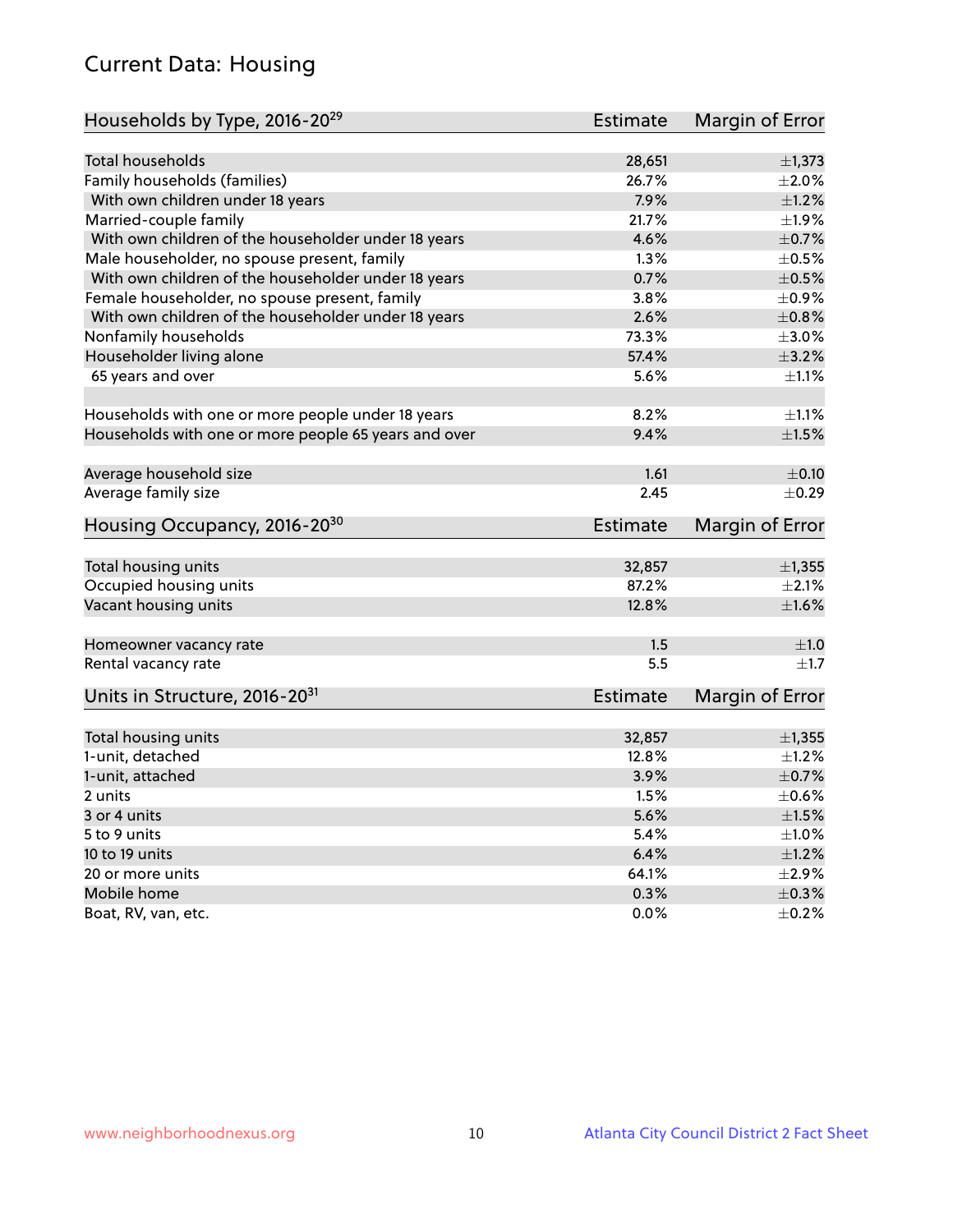## Current Data: Housing

| Households by Type, 2016-20[29] | Estimate | Margin of Error |
|---|---|---|
| Total households | 28,651 | ±1,373 |
| Family households (families) | 26.7% | ±2.0% |
| With own children under 18 years | 7.9% | ±1.2% |
| Married-couple family | 21.7% | ±1.9% |
| With own children of the householder under 18 years | 4.6% | ±0.7% |
| Male householder, no spouse present, family | 1.3% | ±0.5% |
| With own children of the householder under 18 years | 0.7% | ±0.5% |
| Female householder, no spouse present, family | 3.8% | ±0.9% |
| With own children of the householder under 18 years | 2.6% | ±0.8% |
| Nonfamily households | 73.3% | ±3.0% |
| Householder living alone | 57.4% | ±3.2% |
| 65 years and over | 5.6% | ±1.1% |
| | | |
| Households with one or more people under 18 years | 8.2% | ±1.1% |
| Households with one or more people 65 years and over | 9.4% | ±1.5% |
| | | |
| Average household size | 1.61 | ±0.10 |
| Average family size | 2.45 | ±0.29 |

| Housing Occupancy, 2016-20[30] | Estimate | Margin of Error |
|---|---|---|
| Total housing units | 32,857 | ±1,355 |
| Occupied housing units | 87.2% | ±2.1% |
| Vacant housing units | 12.8% | ±1.6% |
| | | |
| Homeowner vacancy rate | 1.5 | ±1.0 |
| Rental vacancy rate | 5.5 | ±1.7 |

| Units in Structure, 2016-20[31] | Estimate | Margin of Error |
|---|---|---|
| Total housing units | 32,857 | ±1,355 |
| 1-unit, detached | 12.8% | ±1.2% |
| 1-unit, attached | 3.9% | ±0.7% |
| 2 units | 1.5% | ±0.6% |
| 3 or 4 units | 5.6% | ±1.5% |
| 5 to 9 units | 5.4% | ±1.0% |
| 10 to 19 units | 6.4% | ±1.2% |
| 20 or more units | 64.1% | ±2.9% |
| Mobile home | 0.3% | ±0.3% |
| Boat, RV, van, etc. | 0.0% | ±0.2% |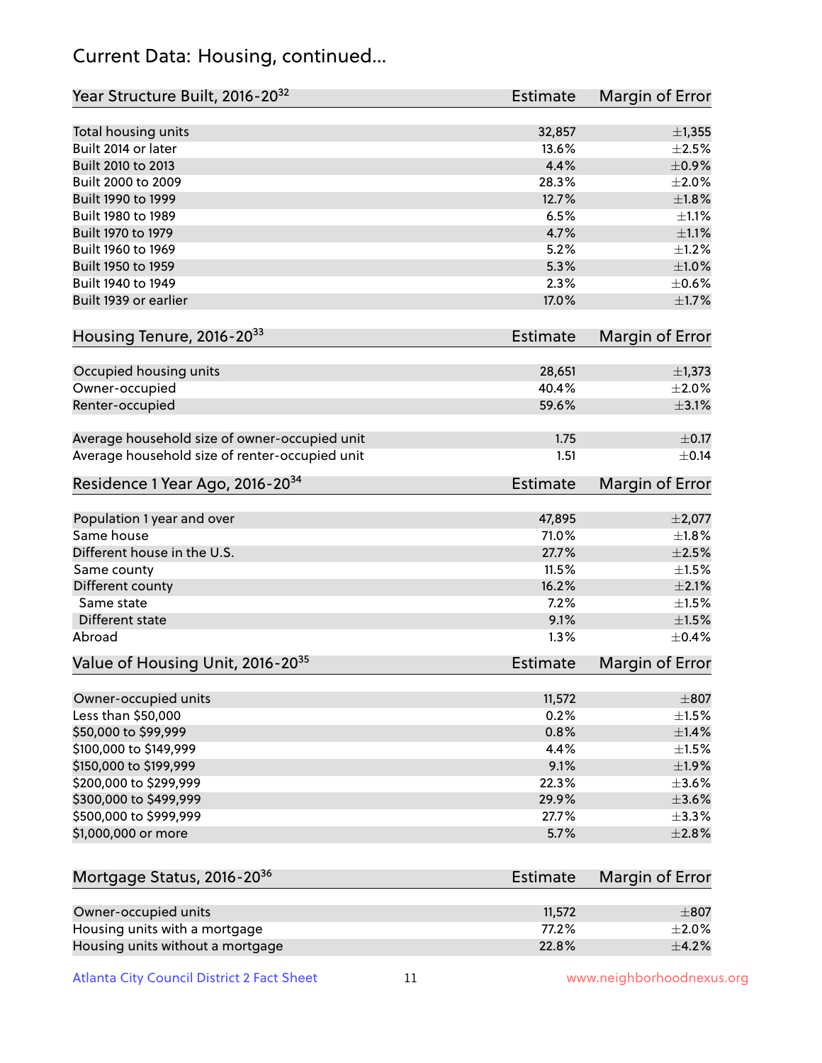## Current Data: Housing, continued...

| Year Structure Built, 2016-20[32] | Estimate | Margin of Error |
|---|---|---|
| Total housing units | 32,857 | ±1,355 |
| Built 2014 or later | 13.6% | ±2.5% |
| Built 2010 to 2013 | 4.4% | ±0.9% |
| Built 2000 to 2009 | 28.3% | ±2.0% |
| Built 1990 to 1999 | 12.7% | ±1.8% |
| Built 1980 to 1989 | 6.5% | ±1.1% |
| Built 1970 to 1979 | 4.7% | ±1.1% |
| Built 1960 to 1969 | 5.2% | ±1.2% |
| Built 1950 to 1959 | 5.3% | ±1.0% |
| Built 1940 to 1949 | 2.3% | ±0.6% |
| Built 1939 or earlier | 17.0% | ±1.7% |

| Housing Tenure, 2016-20[33] | Estimate | Margin of Error |
|---|---|---|
| Occupied housing units | 28,651 | ±1,373 |
| Owner-occupied | 40.4% | ±2.0% |
| Renter-occupied | 59.6% | ±3.1% |
| Average household size of owner-occupied unit | 1.75 | ±0.17 |
| Average household size of renter-occupied unit | 1.51 | ±0.14 |

| Residence 1 Year Ago, 2016-20[34] | Estimate | Margin of Error |
|---|---|---|
| Population 1 year and over | 47,895 | ±2,077 |
| Same house | 71.0% | ±1.8% |
| Different house in the U.S. | 27.7% | ±2.5% |
| Same county | 11.5% | ±1.5% |
| Different county | 16.2% | ±2.1% |
| Same state | 7.2% | ±1.5% |
| Different state | 9.1% | ±1.5% |
| Abroad | 1.3% | ±0.4% |

| Value of Housing Unit, 2016-20[35] | Estimate | Margin of Error |
|---|---|---|
| Owner-occupied units | 11,572 | ±807 |
| Less than $50,000 | 0.2% | ±1.5% |
| $50,000 to $99,999 | 0.8% | ±1.4% |
| $100,000 to $149,999 | 4.4% | ±1.5% |
| $150,000 to $199,999 | 9.1% | ±1.9% |
| $200,000 to $299,999 | 22.3% | ±3.6% |
| $300,000 to $499,999 | 29.9% | ±3.6% |
| $500,000 to $999,999 | 27.7% | ±3.3% |
| $1,000,000 or more | 5.7% | ±2.8% |

| Mortgage Status, 2016-20[36] | Estimate | Margin of Error |
|---|---|---|
| Owner-occupied units | 11,572 | ±807 |
| Housing units with a mortgage | 77.2% | ±2.0% |
| Housing units without a mortgage | 22.8% | ±4.2% |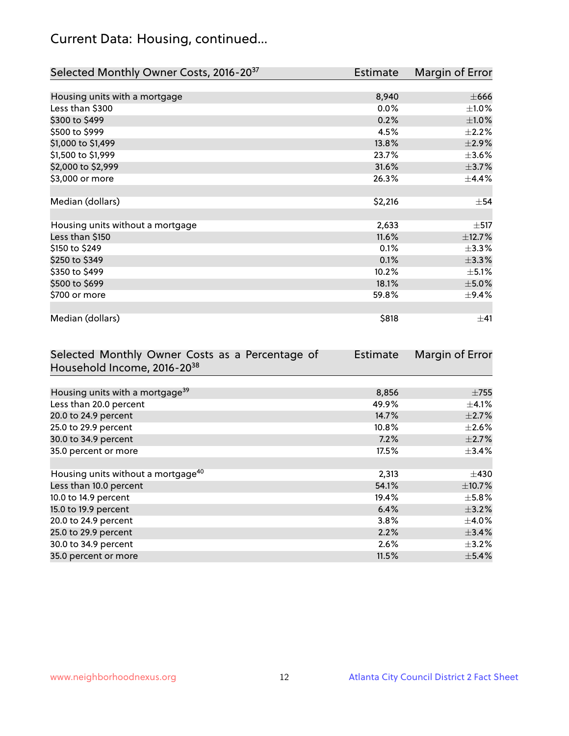## Current Data: Housing, continued...

| Selected Monthly Owner Costs, 2016-20[37] | Estimate | Margin of Error |
|---|---|---|
| Housing units with a mortgage | 8,940 | ±666 |
| Less than $300 | 0.0% | ±1.0% |
| $300 to $499 | 0.2% | ±1.0% |
| $500 to $999 | 4.5% | ±2.2% |
| $1,000 to $1,499 | 13.8% | ±2.9% |
| $1,500 to $1,999 | 23.7% | ±3.6% |
| $2,000 to $2,999 | 31.6% | ±3.7% |
| $3,000 or more | 26.3% | ±4.4% |
| | | |
| Median (dollars) | $2,216 | ±54 |
| | | |
| Housing units without a mortgage | 2,633 | ±517 |
| Less than $150 | 11.6% | ±12.7% |
| $150 to $249 | 0.1% | ±3.3% |
| $250 to $349 | 0.1% | ±3.3% |
| $350 to $499 | 10.2% | ±5.1% |
| $500 to $699 | 18.1% | ±5.0% |
| $700 or more | 59.8% | ±9.4% |
| | | |
| Median (dollars) | $818 | ±41 |

| Selected Monthly Owner Costs as a Percentage of Household Income, 2016-20[38] | Estimate | Margin of Error |
|---|---|---|
| Housing units with a mortgage[39] | 8,856 | ±755 |
| Less than 20.0 percent | 49.9% | ±4.1% |
| 20.0 to 24.9 percent | 14.7% | ±2.7% |
| 25.0 to 29.9 percent | 10.8% | ±2.6% |
| 30.0 to 34.9 percent | 7.2% | ±2.7% |
| 35.0 percent or more | 17.5% | ±3.4% |
| | | |
| Housing units without a mortgage[40] | 2,313 | ±430 |
| Less than 10.0 percent | 54.1% | ±10.7% |
| 10.0 to 14.9 percent | 19.4% | ±5.8% |
| 15.0 to 19.9 percent | 6.4% | ±3.2% |
| 20.0 to 24.9 percent | 3.8% | ±4.0% |
| 25.0 to 29.9 percent | 2.2% | ±3.4% |
| 30.0 to 34.9 percent | 2.6% | ±3.2% |
| 35.0 percent or more | 11.5% | ±5.4% |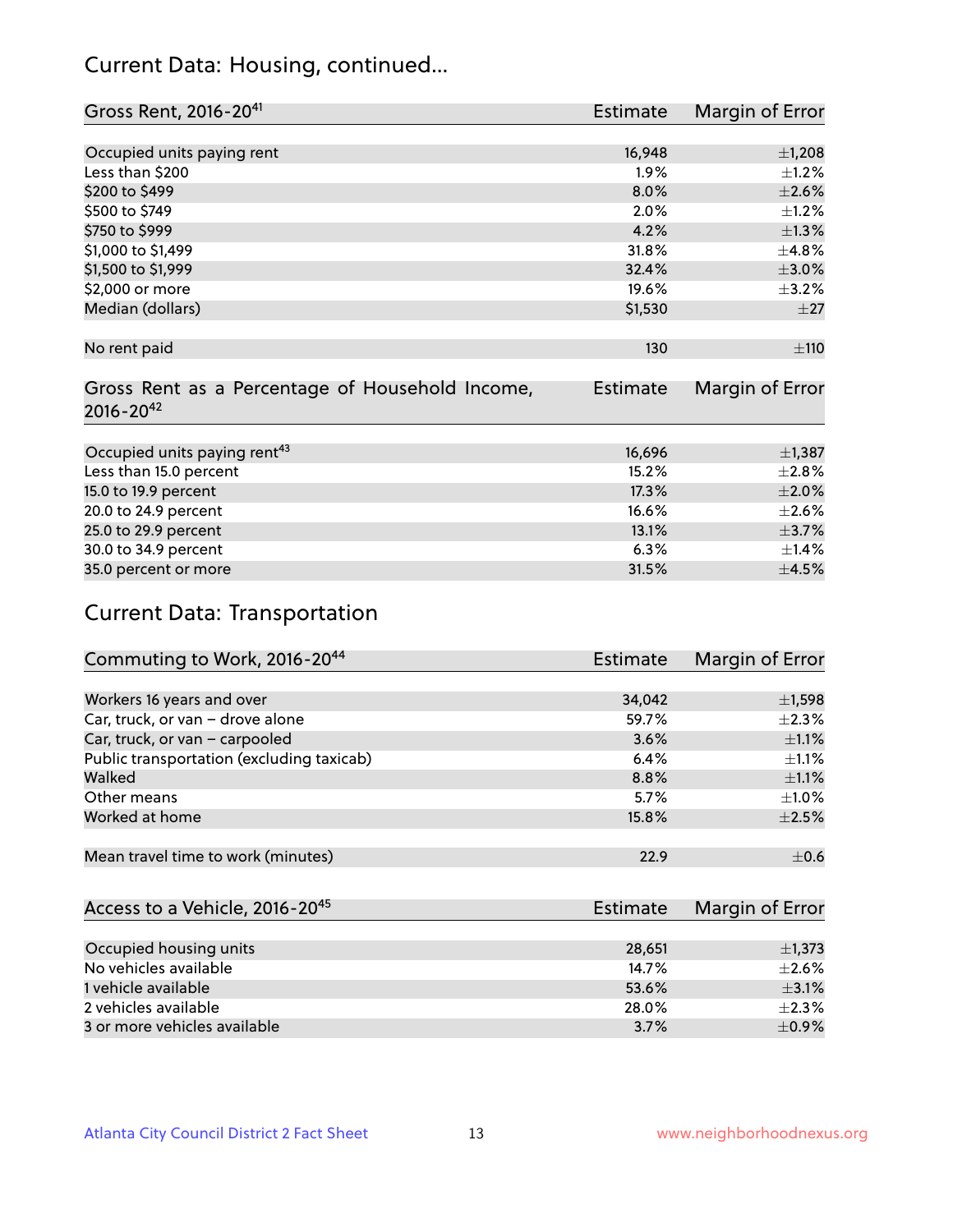## Current Data: Housing, continued...

| Gross Rent, 2016-20[41] | Estimate | Margin of Error |
|---|---|---|
| Occupied units paying rent | 16,948 | ±1,208 |
| Less than \$200 | 1.9% | ±1.2% |
| \$200 to \$499 | 8.0% | ±2.6% |
| \$500 to \$749 | 2.0% | ±1.2% |
| \$750 to \$999 | 4.2% | ±1.3% |
| \$1,000 to \$1,499 | 31.8% | ±4.8% |
| \$1,500 to \$1,999 | 32.4% | ±3.0% |
| \$2,000 or more | 19.6% | ±3.2% |
| Median (dollars) | \$1,530 | ±27 |
| | | |
| No rent paid | 130 | ±110 |

| Gross Rent as a Percentage of Household Income, 2016-20[42] | Estimate | Margin of Error |
|---|---|---|
| Occupied units paying rent[43] | 16,696 | ±1,387 |
| Less than 15.0 percent | 15.2% | ±2.8% |
| 15.0 to 19.9 percent | 17.3% | ±2.0% |
| 20.0 to 24.9 percent | 16.6% | ±2.6% |
| 25.0 to 29.9 percent | 13.1% | ±3.7% |
| 30.0 to 34.9 percent | 6.3% | ±1.4% |
| 35.0 percent or more | 31.5% | ±4.5% |

## Current Data: Transportation

| Commuting to Work, 2016-20[44] | Estimate | Margin of Error |
|---|---|---|
| Workers 16 years and over | 34,042 | ±1,598 |
| Car, truck, or van – drove alone | 59.7% | ±2.3% |
| Car, truck, or van – carpooled | 3.6% | ±1.1% |
| Public transportation (excluding taxicab) | 6.4% | ±1.1% |
| Walked | 8.8% | ±1.1% |
| Other means | 5.7% | ±1.0% |
| Worked at home | 15.8% | ±2.5% |
| | | |
| Mean travel time to work (minutes) | 22.9 | ±0.6 |

| Access to a Vehicle, 2016-20[45] | Estimate | Margin of Error |
|---|---|---|
| Occupied housing units | 28,651 | ±1,373 |
| No vehicles available | 14.7% | ±2.6% |
| 1 vehicle available | 53.6% | ±3.1% |
| 2 vehicles available | 28.0% | ±2.3% |
| 3 or more vehicles available | 3.7% | ±0.9% |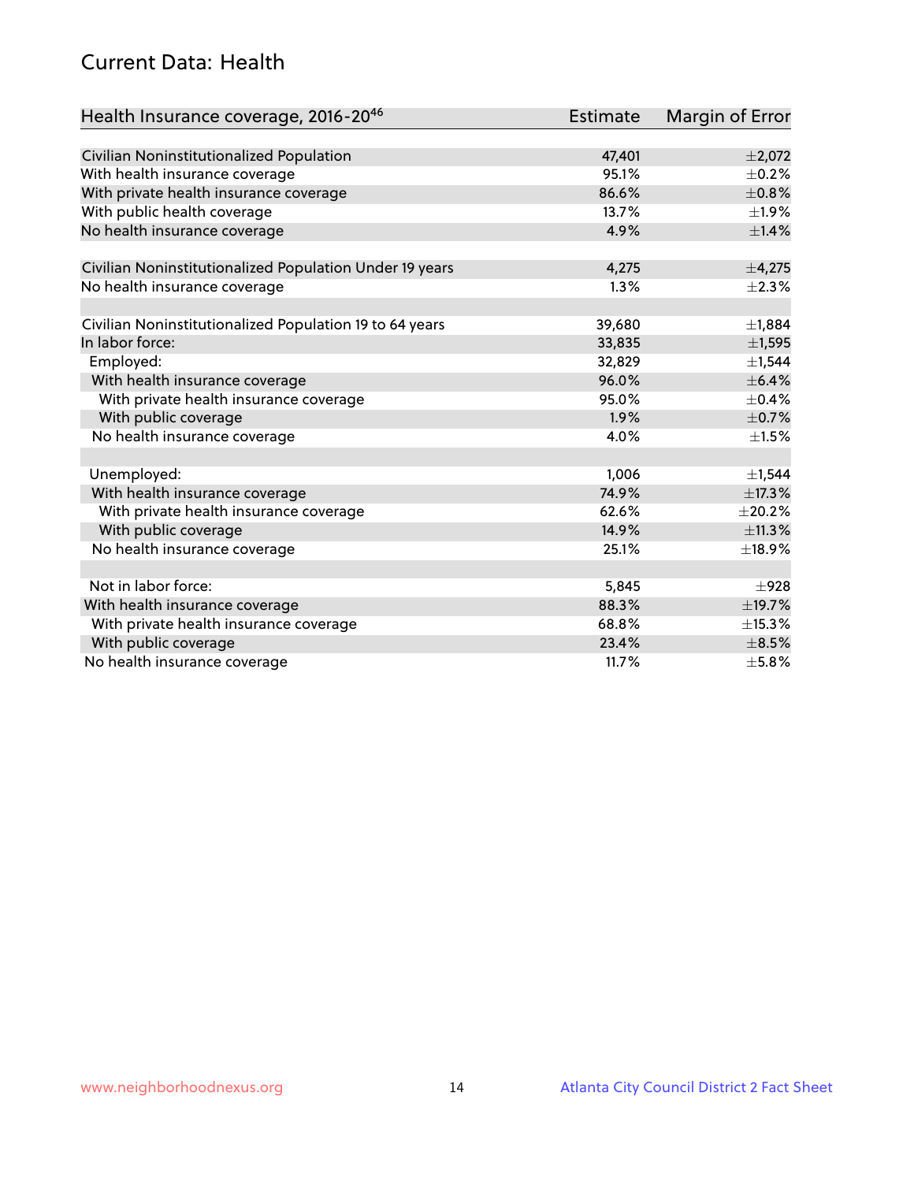# Current Data: Health

| Health Insurance coverage, 2016-20[46] | Estimate | Margin of Error |
|---|---|---|
| Civilian Noninstitutionalized Population | 47,401 | ±2,072 |
| With health insurance coverage | 95.1% | ±0.2% |
| With private health insurance coverage | 86.6% | ±0.8% |
| With public health coverage | 13.7% | ±1.9% |
| No health insurance coverage | 4.9% | ±1.4% |
| | | |
| Civilian Noninstitutionalized Population Under 19 years | 4,275 | ±4,275 |
| No health insurance coverage | 1.3% | ±2.3% |
| | | |
| Civilian Noninstitutionalized Population 19 to 64 years | 39,680 | ±1,884 |
| In labor force: | 33,835 | ±1,595 |
| Employed: | 32,829 | ±1,544 |
| With health insurance coverage | 96.0% | ±6.4% |
| With private health insurance coverage | 95.0% | ±0.4% |
| With public coverage | 1.9% | ±0.7% |
| No health insurance coverage | 4.0% | ±1.5% |
| | | |
| Unemployed: | 1,006 | ±1,544 |
| With health insurance coverage | 74.9% | ±17.3% |
| With private health insurance coverage | 62.6% | ±20.2% |
| With public coverage | 14.9% | ±11.3% |
| No health insurance coverage | 25.1% | ±18.9% |
| | | |
| Not in labor force: | 5,845 | ±928 |
| With health insurance coverage | 88.3% | ±19.7% |
| With private health insurance coverage | 68.8% | ±15.3% |
| With public coverage | 23.4% | ±8.5% |
| No health insurance coverage | 11.7% | ±5.8% |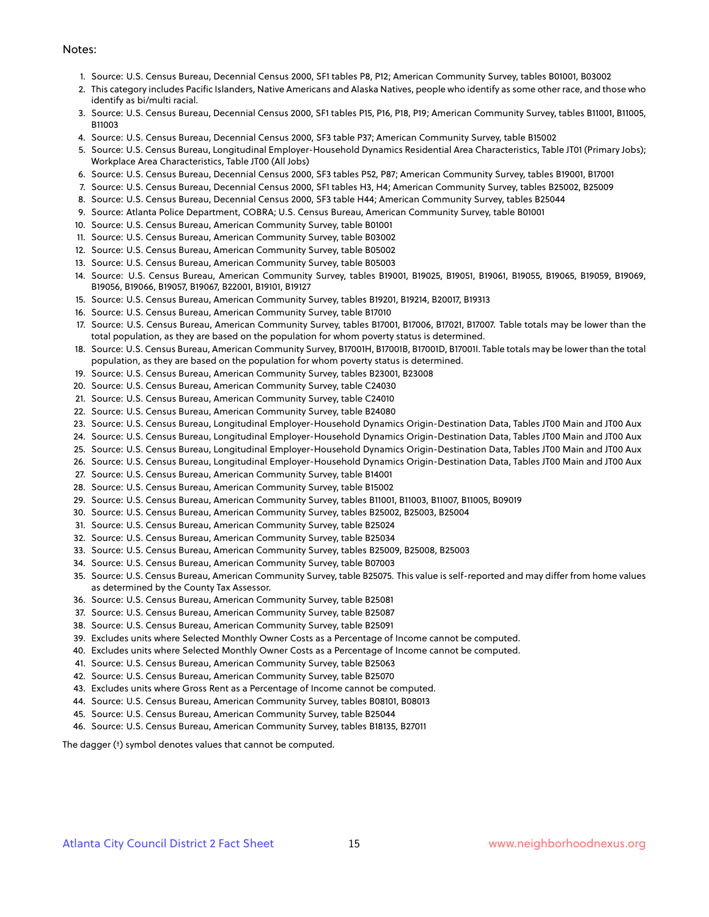Notes:

1. Source: U.S. Census Bureau, Decennial Census 2000, SF1 tables P8, P12; American Community Survey, tables B01001, B03002
2. This category includes Pacific Islanders, Native Americans and Alaska Natives, people who identify as some other race, and those who identify as bi/multi racial.
3. Source: U.S. Census Bureau, Decennial Census 2000, SF1 tables P15, P16, P18, P19; American Community Survey, tables B11001, B11005, B11003
4. Source: U.S. Census Bureau, Decennial Census 2000, SF3 table P37; American Community Survey, table B15002
5. Source: U.S. Census Bureau, Longitudinal Employer-Household Dynamics Residential Area Characteristics, Table JT01 (Primary Jobs); Workplace Area Characteristics, Table JT00 (All Jobs)
6. Source: U.S. Census Bureau, Decennial Census 2000, SF3 tables P52, P87; American Community Survey, tables B19001, B17001
7. Source: U.S. Census Bureau, Decennial Census 2000, SF1 tables H3, H4; American Community Survey, tables B25002, B25009
8. Source: U.S. Census Bureau, Decennial Census 2000, SF3 table H44; American Community Survey, tables B25044
9. Source: Atlanta Police Department, COBRA; U.S. Census Bureau, American Community Survey, table B01001
10. Source: U.S. Census Bureau, American Community Survey, table B01001
11. Source: U.S. Census Bureau, American Community Survey, table B03002
12. Source: U.S. Census Bureau, American Community Survey, table B05002
13. Source: U.S. Census Bureau, American Community Survey, table B05003
14. Source: U.S. Census Bureau, American Community Survey, tables B19001, B19025, B19051, B19061, B19055, B19065, B19059, B19069, B19056, B19066, B19057, B19067, B22001, B19101, B19127
15. Source: U.S. Census Bureau, American Community Survey, tables B19201, B19214, B20017, B19313
16. Source: U.S. Census Bureau, American Community Survey, table B17010
17. Source: U.S. Census Bureau, American Community Survey, tables B17001, B17006, B17021, B17007. Table totals may be lower than the total population, as they are based on the population for whom poverty status is determined.
18. Source: U.S. Census Bureau, American Community Survey, B17001H, B17001B, B17001D, B17001I. Table totals may be lower than the total population, as they are based on the population for whom poverty status is determined.
19. Source: U.S. Census Bureau, American Community Survey, tables B23001, B23008
20. Source: U.S. Census Bureau, American Community Survey, table C24030
21. Source: U.S. Census Bureau, American Community Survey, table C24010
22. Source: U.S. Census Bureau, American Community Survey, table B24080
23. Source: U.S. Census Bureau, Longitudinal Employer-Household Dynamics Origin-Destination Data, Tables JT00 Main and JT00 Aux
24. Source: U.S. Census Bureau, Longitudinal Employer-Household Dynamics Origin-Destination Data, Tables JT00 Main and JT00 Aux
25. Source: U.S. Census Bureau, Longitudinal Employer-Household Dynamics Origin-Destination Data, Tables JT00 Main and JT00 Aux
26. Source: U.S. Census Bureau, Longitudinal Employer-Household Dynamics Origin-Destination Data, Tables JT00 Main and JT00 Aux
27. Source: U.S. Census Bureau, American Community Survey, table B14001
28. Source: U.S. Census Bureau, American Community Survey, table B15002
29. Source: U.S. Census Bureau, American Community Survey, tables B11001, B11003, B11007, B11005, B09019
30. Source: U.S. Census Bureau, American Community Survey, tables B25002, B25003, B25004
31. Source: U.S. Census Bureau, American Community Survey, table B25024
32. Source: U.S. Census Bureau, American Community Survey, table B25034
33. Source: U.S. Census Bureau, American Community Survey, tables B25009, B25008, B25003
34. Source: U.S. Census Bureau, American Community Survey, table B07003
35. Source: U.S. Census Bureau, American Community Survey, table B25075. This value is self-reported and may differ from home values as determined by the County Tax Assessor.
36. Source: U.S. Census Bureau, American Community Survey, table B25081
37. Source: U.S. Census Bureau, American Community Survey, table B25087
38. Source: U.S. Census Bureau, American Community Survey, table B25091
39. Excludes units where Selected Monthly Owner Costs as a Percentage of Income cannot be computed.
40. Excludes units where Selected Monthly Owner Costs as a Percentage of Income cannot be computed.
41. Source: U.S. Census Bureau, American Community Survey, table B25063
42. Source: U.S. Census Bureau, American Community Survey, table B25070
43. Excludes units where Gross Rent as a Percentage of Income cannot be computed.
44. Source: U.S. Census Bureau, American Community Survey, tables B08101, B08013
45. Source: U.S. Census Bureau, American Community Survey, table B25044
46. Source: U.S. Census Bureau, American Community Survey, tables B18135, B27011

The dagger (†) symbol denotes values that cannot be computed.